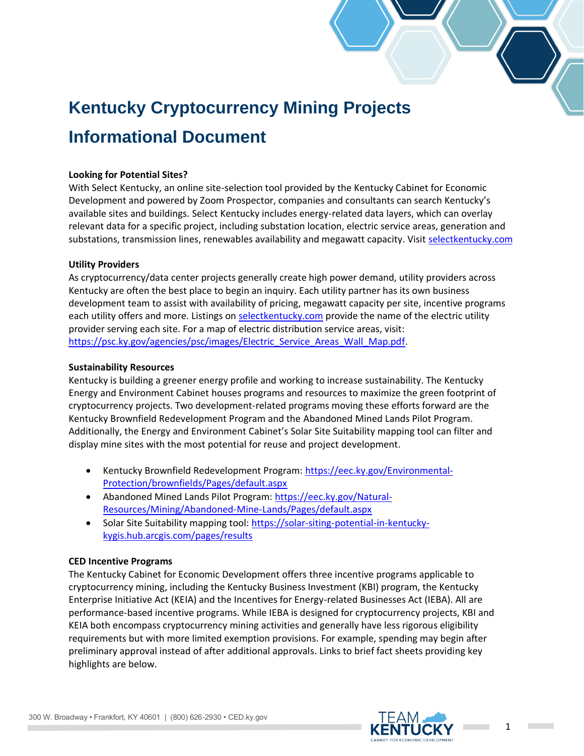# Kentucky Cryptocurrency Mining Projects Informational Document

### Looking for Potential Sites?

With Select Kentucky, an online site-selection tool provided by the Kentucky Cabinet for Economic Development and powered by Zoom Prospector, companies and consultants can search Kentucky's available sites and buildings. Select Kentucky includes energy-related data layers, which can overlay relevant data for a specific project, including substation location, electric service areas, generation and substations, transmission lines, renewables availability and megawatt capacity. Visit [selectkentucky.com](selectkentucky.com)

### Utility Providers

As cryptocurrency/data center projects generally create high power demand, utility providers across Kentucky are often the best place to begin an inquiry. Each utility partner has its own business development team to assist with availability of pricing, megawatt capacity per site, incentive programs each utility offers and more. Listings on [selectkentucky.com](selectkentucky.com) provide the name of the electric utility provider serving each site. For a map of electric distribution service areas, visit: [https://psc.ky.gov/agencies/psc/images/Electric_Service_Areas_Wall_Map.pdf](https://psc.ky.gov/agencies/psc/images/Electric_Service_Areas_Wall_Map.pdf).

### Sustainability Resources

Kentucky is building a greener energy profile and working to increase sustainability. The Kentucky Energy and Environment Cabinet houses programs and resources to maximize the green footprint of cryptocurrency projects. Two development-related programs moving these efforts forward are the Kentucky Brownfield Redevelopment Program and the Abandoned Mined Lands Pilot Program. Additionally, the Energy and Environment Cabinet's Solar Site Suitability mapping tool can filter and display mine sites with the most potential for reuse and project development.

- Kentucky Brownfield Redevelopment Program: [https://eec.ky.gov/Environmental-Protection/brownfields/Pages/default.aspx](https://eec.ky.gov/Environmental-Protection/brownfields/Pages/default.aspx)
- Abandoned Mined Lands Pilot Program: [https://eec.ky.gov/Natural-Resources/Mining/Abandoned-Mine-Lands/Pages/default.aspx](https://eec.ky.gov/Natural-Resources/Mining/Abandoned-Mine-Lands/Pages/default.aspx)
- Solar Site Suitability mapping tool: [https://solar-siting-potential-in-kentucky-kygis.hub.arcgis.com/pages/results](https://solar-siting-potential-in-kentucky-kygis.hub.arcgis.com/pages/results)

### CED Incentive Programs

The Kentucky Cabinet for Economic Development offers three incentive programs applicable to cryptocurrency mining, including the Kentucky Business Investment (KBI) program, the Kentucky Enterprise Initiative Act (KEIA) and the Incentives for Energy-related Businesses Act (IEBA). All are performance-based incentive programs. While IEBA is designed for cryptocurrency projects, KBI and KEIA both encompass cryptocurrency mining activities and generally have less rigorous eligibility requirements but with more limited exemption provisions. For example, spending may begin after preliminary approval instead of after additional approvals. Links to brief fact sheets providing key highlights are below.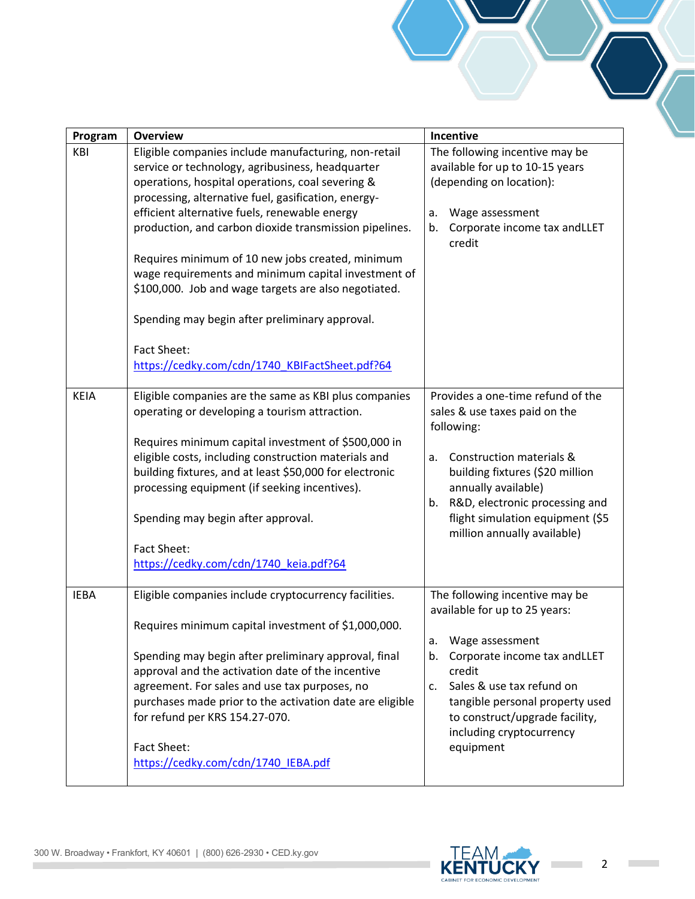| Program | Overview | Incentive |
|---|---|---|
| KBI | Eligible companies include manufacturing, non-retail service or technology, agribusiness, headquarter operations, hospital operations, coal severing & processing, alternative fuel, gasification, energy-efficient alternative fuels, renewable energy production, and carbon dioxide transmission pipelines.<br><br>Requires minimum of 10 new jobs created, minimum wage requirements and minimum capital investment of $100,000. Job and wage targets are also negotiated.<br><br>Spending may begin after preliminary approval.<br><br>Fact Sheet: [https://cedky.com/cdn/1740_KBIFactSheet.pdf?64](https://cedky.com/cdn/1740_KBIFactSheet.pdf?64) | The following incentive may be available for up to 10-15 years (depending on location):<br><br>a. Wage assessment<br>b. Corporate income tax andLLET credit |
| KEIA | Eligible companies are the same as KBI plus companies operating or developing a tourism attraction.<br><br>Requires minimum capital investment of $500,000 in eligible costs, including construction materials and building fixtures, and at least $50,000 for electronic processing equipment (if seeking incentives).<br><br>Spending may begin after approval.<br><br>Fact Sheet: [https://cedky.com/cdn/1740_keia.pdf?64](https://cedky.com/cdn/1740_keia.pdf?64) | Provides a one-time refund of the sales & use taxes paid on the following:<br><br>a. Construction materials & building fixtures ($20 million annually available)<br>b. R&D, electronic processing and flight simulation equipment ($5 million annually available) |
| IEBA | Eligible companies include cryptocurrency facilities.<br><br>Requires minimum capital investment of $1,000,000.<br><br>Spending may begin after preliminary approval, final approval and the activation date of the incentive agreement. For sales and use tax purposes, no purchases made prior to the activation date are eligible for refund per KRS 154.27-070.<br><br>Fact Sheet: [https://cedky.com/cdn/1740_IEBA.pdf](https://cedky.com/cdn/1740_IEBA.pdf) | The following incentive may be available for up to 25 years:<br><br>a. Wage assessment<br>b. Corporate income tax andLLET credit<br>c. Sales & use tax refund on tangible personal property used to construct/upgrade facility, including cryptocurrency equipment |

300 W. Broadway • Frankfort, KY 40601 | (800) 626-2930 • CED.ky.gov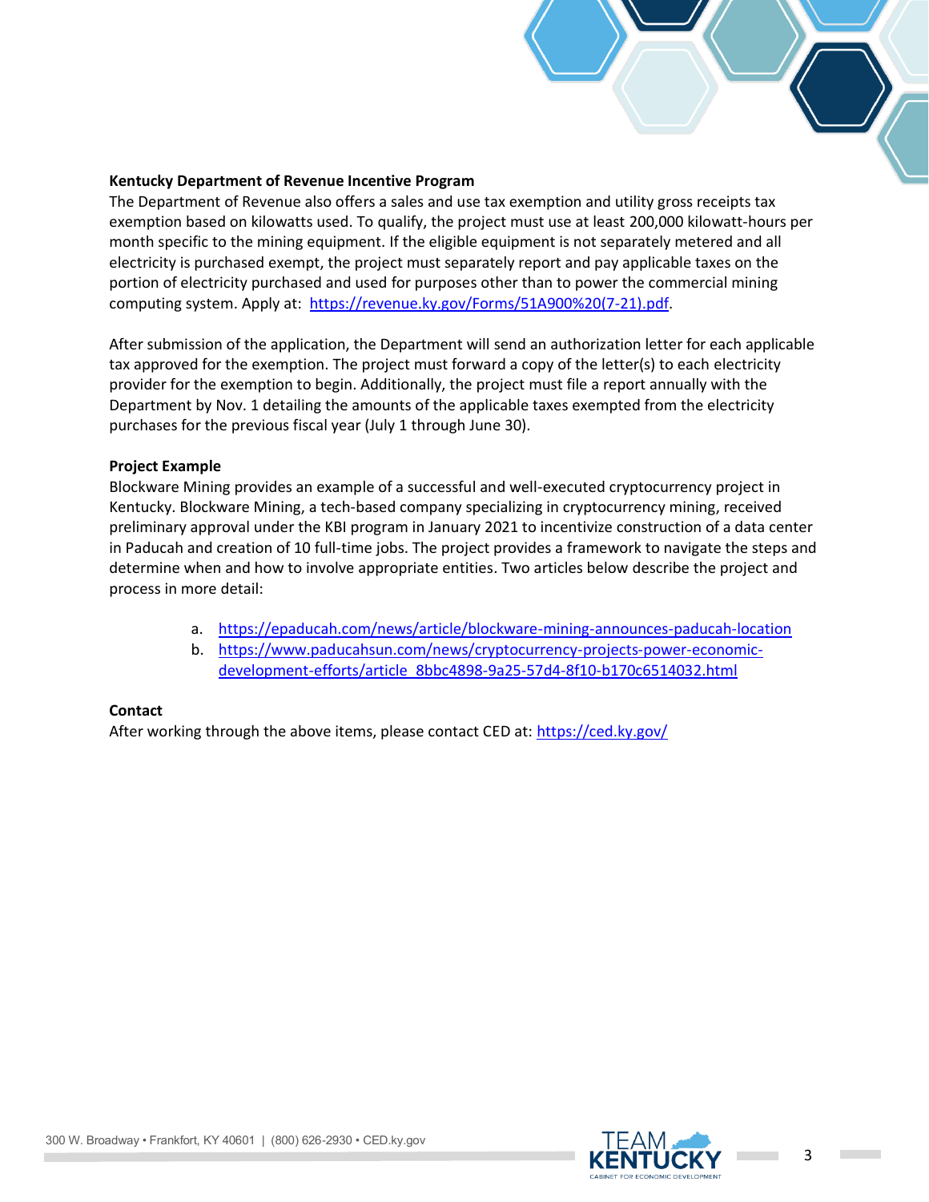**Kentucky Department of Revenue Incentive Program**

The Department of Revenue also offers a sales and use tax exemption and utility gross receipts tax exemption based on kilowatts used. To qualify, the project must use at least 200,000 kilowatt-hours per month specific to the mining equipment. If the eligible equipment is not separately metered and all electricity is purchased exempt, the project must separately report and pay applicable taxes on the portion of electricity purchased and used for purposes other than to power the commercial mining computing system. Apply at: [https://revenue.ky.gov/Forms/51A900%20(7-21).pdf](https://revenue.ky.gov/Forms/51A900%20(7-21).pdf).

After submission of the application, the Department will send an authorization letter for each applicable tax approved for the exemption. The project must forward a copy of the letter(s) to each electricity provider for the exemption to begin. Additionally, the project must file a report annually with the Department by Nov. 1 detailing the amounts of the applicable taxes exempted from the electricity purchases for the previous fiscal year (July 1 through June 30).

**Project Example**

Blockware Mining provides an example of a successful and well-executed cryptocurrency project in Kentucky. Blockware Mining, a tech-based company specializing in cryptocurrency mining, received preliminary approval under the KBI program in January 2021 to incentivize construction of a data center in Paducah and creation of 10 full-time jobs. The project provides a framework to navigate the steps and determine when and how to involve appropriate entities. Two articles below describe the project and process in more detail:

a. [https://epaducah.com/news/article/blockware-mining-announces-paducah-location](https://epaducah.com/news/article/blockware-mining-announces-paducah-location)
b. [https://www.paducahsun.com/news/cryptocurrency-projects-power-economic-development-efforts/article_8bbc4898-9a25-57d4-8f10-b170c6514032.html](https://www.paducahsun.com/news/cryptocurrency-projects-power-economic-development-efforts/article_8bbc4898-9a25-57d4-8f10-b170c6514032.html)

**Contact**

After working through the above items, please contact CED at: [https://ced.ky.gov/](https://ced.ky.gov/)